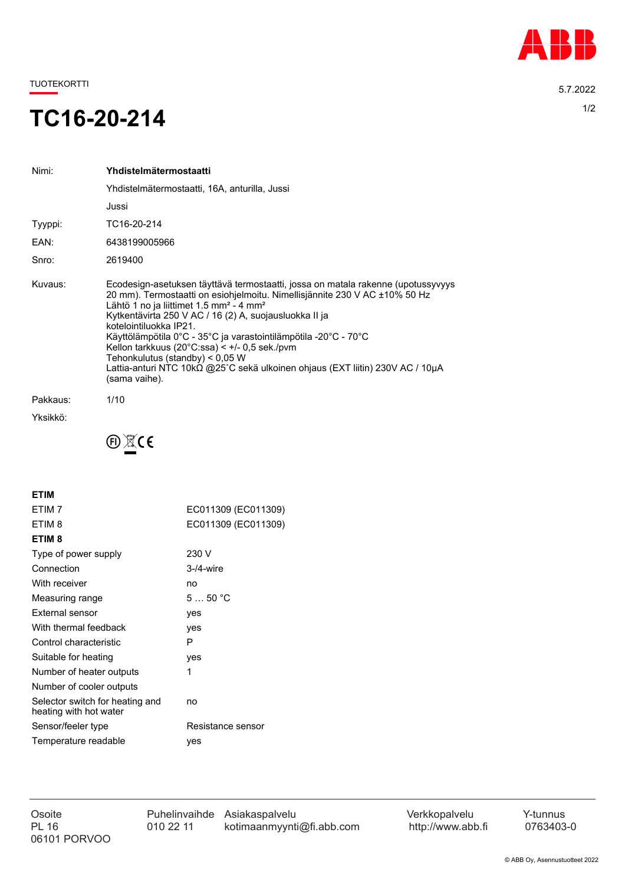TUOTEKORTTI

5.7.2022

# TC16-20-214

| | |
|---|---|
| Nimi: | **Yhdistelmätermostaatti** |
| | Yhdistelmätermostaatti, 16A, anturilla, Jussi |
| | Jussi |
| Tyyppi: | TC16-20-214 |
| EAN: | 6438199005966 |
| Snro: | 2619400 |
| Kuvaus: | Ecodesign-asetuksen täyttävä termostaatti, jossa on matala rakenne (upotussyvyys 20 mm). Termostaatti on esiohjelmoitu. Nimellisjännite 230 V AC ±10% 50 Hz<br>Lähtö 1 no ja liittimet 1.5 mm² - 4 mm²<br>Kytkentävirta 250 V AC / 16 (2) A, suojausluokka II ja kotelointiluokka IP21.<br>Käyttölämpötila 0°C - 35°C ja varastointilämpötila -20°C - 70°C<br>Kellon tarkkuus (20°C:ssa) < +/- 0,5 sek./pvm<br>Tehonkulutus (standby) < 0,05 W<br>Lattia-anturi NTC 10kΩ @25˚C sekä ulkoinen ohjaus (EXT liitin) 230V AC / 10µA (sama vaihe). |
| Pakkaus: | 1/10 |
| Yksikkö: | |

**ETIM**

| | |
|---|---|
| ETIM 7 | EC011309 (EC011309) |
| ETIM 8 | EC011309 (EC011309) |

**ETIM 8**

| | |
|---|---|
| Type of power supply | 230 V |
| Connection | 3-/4-wire |
| With receiver | no |
| Measuring range | 5 … 50 °C |
| External sensor | yes |
| With thermal feedback | yes |
| Control characteristic | P |
| Suitable for heating | yes |
| Number of heater outputs | 1 |
| Number of cooler outputs | |
| Selector switch for heating and heating with hot water | no |
| Sensor/feeler type | Resistance sensor |
| Temperature readable | yes |

| Osoite | Puhelinvaihde | Asiakaspalvelu | Verkkopalvelu | Y-tunnus |
|---|---|---|---|---|
| PL 16<br>06101 PORVOO | 010 22 11 | kotimaanmyynti@fi.abb.com | http://www.abb.fi | 0763403-0 |

© ABB Oy, Asennustuotteet 2022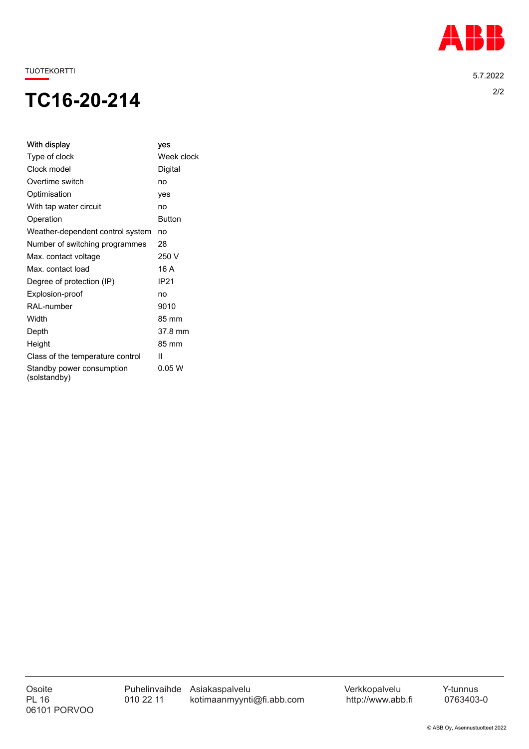TUOTEKORTTI

# TC16-20-214

| | |
|---|---|
| **With display** | **yes** |
| Type of clock | Week clock |
| Clock model | Digital |
| Overtime switch | no |
| Optimisation | yes |
| With tap water circuit | no |
| Operation | Button |
| Weather-dependent control system | no |
| Number of switching programmes | 28 |
| Max. contact voltage | 250 V |
| Max. contact load | 16 A |
| Degree of protection (IP) | IP21 |
| Explosion-proof | no |
| RAL-number | 9010 |
| Width | 85 mm |
| Depth | 37.8 mm |
| Height | 85 mm |
| Class of the temperature control | II |
| Standby power consumption (solstandby) | 0.05 W |

Osoite
PL 16
06101 PORVOO

Puhelinvaihde
010 22 11

Asiakaspalvelu
kotimaanmyynti@fi.abb.com

Verkkopalvelu
http://www.abb.fi

Y-tunnus
0763403-0

© ABB Oy, Asennustuotteet 2022